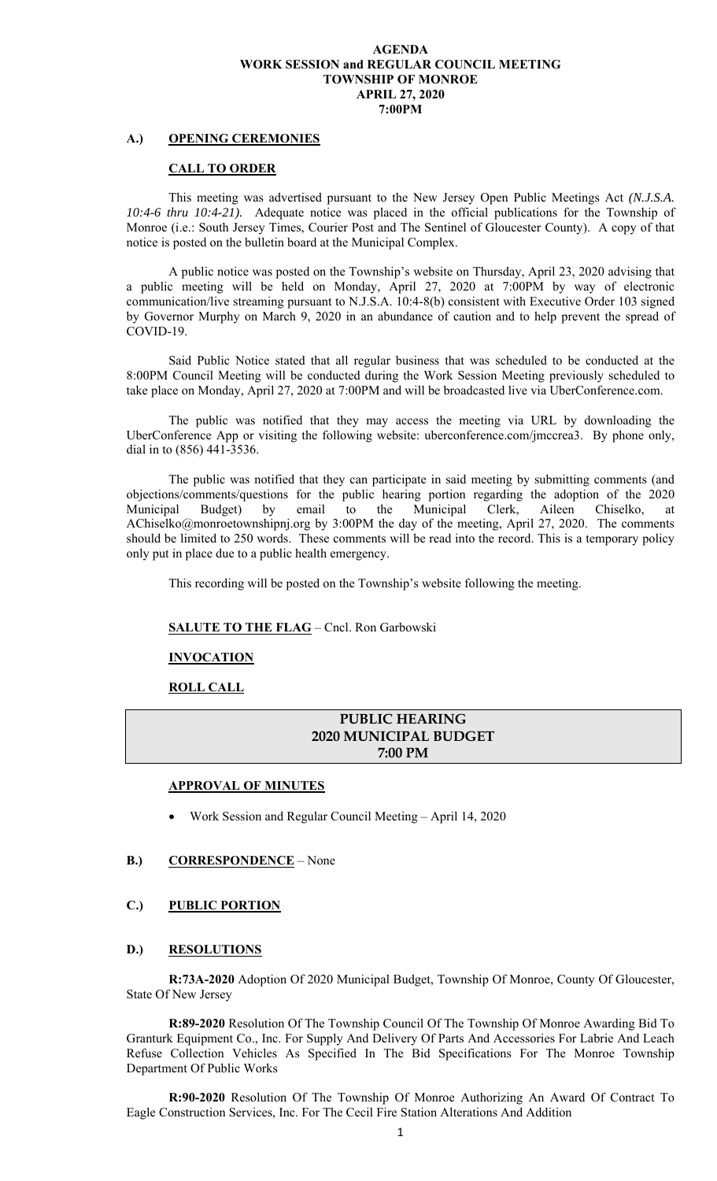# AGENDA
## WORK SESSION and REGULAR COUNCIL MEETING
## TOWNSHIP OF MONROE
## APRIL 27, 2020
## 7:00PM

### A.) OPENING CEREMONIES

**CALL TO ORDER**

This meeting was advertised pursuant to the New Jersey Open Public Meetings Act *(N.J.S.A. 10:4-6 thru 10:4-21).* Adequate notice was placed in the official publications for the Township of Monroe (i.e.: South Jersey Times, Courier Post and The Sentinel of Gloucester County). A copy of that notice is posted on the bulletin board at the Municipal Complex.

A public notice was posted on the Township's website on Thursday, April 23, 2020 advising that a public meeting will be held on Monday, April 27, 2020 at 7:00PM by way of electronic communication/live streaming pursuant to N.J.S.A. 10:4-8(b) consistent with Executive Order 103 signed by Governor Murphy on March 9, 2020 in an abundance of caution and to help prevent the spread of COVID-19.

Said Public Notice stated that all regular business that was scheduled to be conducted at the 8:00PM Council Meeting will be conducted during the Work Session Meeting previously scheduled to take place on Monday, April 27, 2020 at 7:00PM and will be broadcasted live via UberConference.com.

The public was notified that they may access the meeting via URL by downloading the UberConference App or visiting the following website: uberconference.com/jmccrea3. By phone only, dial in to (856) 441-3536.

The public was notified that they can participate in said meeting by submitting comments (and objections/comments/questions for the public hearing portion regarding the adoption of the 2020 Municipal Budget) by email to the Municipal Clerk, Aileen Chiselko, at AChiselko@monroetownshipnj.org by 3:00PM the day of the meeting, April 27, 2020. The comments should be limited to 250 words. These comments will be read into the record. This is a temporary policy only put in place due to a public health emergency.

This recording will be posted on the Township's website following the meeting.

**SALUTE TO THE FLAG** – Cncl. Ron Garbowski

**INVOCATION**

**ROLL CALL**

**PUBLIC HEARING**
**2020 MUNICIPAL BUDGET**
**7:00 PM**

**APPROVAL OF MINUTES**

- Work Session and Regular Council Meeting – April 14, 2020

### B.) CORRESPONDENCE – None

### C.) PUBLIC PORTION

### D.) RESOLUTIONS

**R:73A-2020** Adoption Of 2020 Municipal Budget, Township Of Monroe, County Of Gloucester, State Of New Jersey

**R:89-2020** Resolution Of The Township Council Of The Township Of Monroe Awarding Bid To Granturk Equipment Co., Inc. For Supply And Delivery Of Parts And Accessories For Labrie And Leach Refuse Collection Vehicles As Specified In The Bid Specifications For The Monroe Township Department Of Public Works

**R:90-2020** Resolution Of The Township Of Monroe Authorizing An Award Of Contract To Eagle Construction Services, Inc. For The Cecil Fire Station Alterations And Addition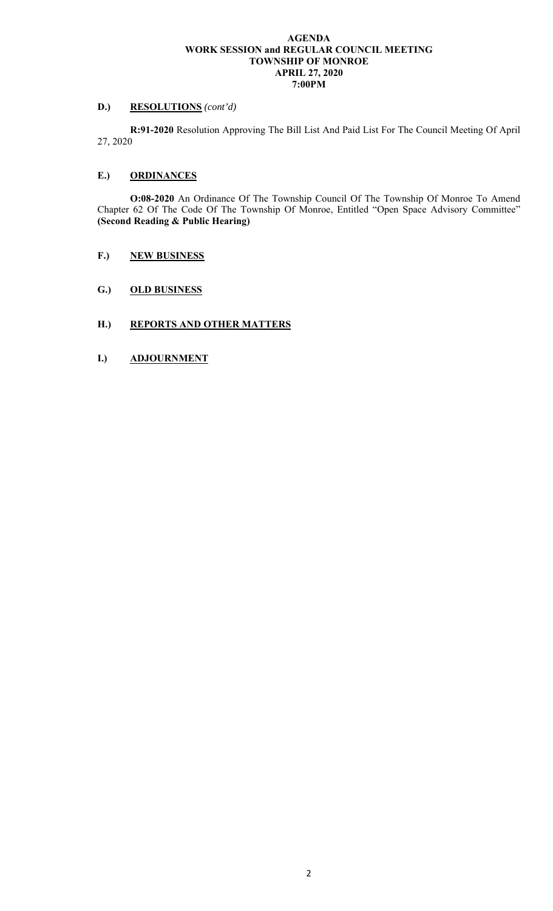**AGENDA**
**WORK SESSION and REGULAR COUNCIL MEETING**
**TOWNSHIP OF MONROE**
**APRIL 27, 2020**
**7:00PM**

## D.) RESOLUTIONS *(cont'd)*

**R:91-2020** Resolution Approving The Bill List And Paid List For The Council Meeting Of April 27, 2020

## E.) ORDINANCES

**O:08-2020** An Ordinance Of The Township Council Of The Township Of Monroe To Amend Chapter 62 Of The Code Of The Township Of Monroe, Entitled "Open Space Advisory Committee" **(Second Reading & Public Hearing)**

## F.) NEW BUSINESS

## G.) OLD BUSINESS

## H.) REPORTS AND OTHER MATTERS

## I.) ADJOURNMENT